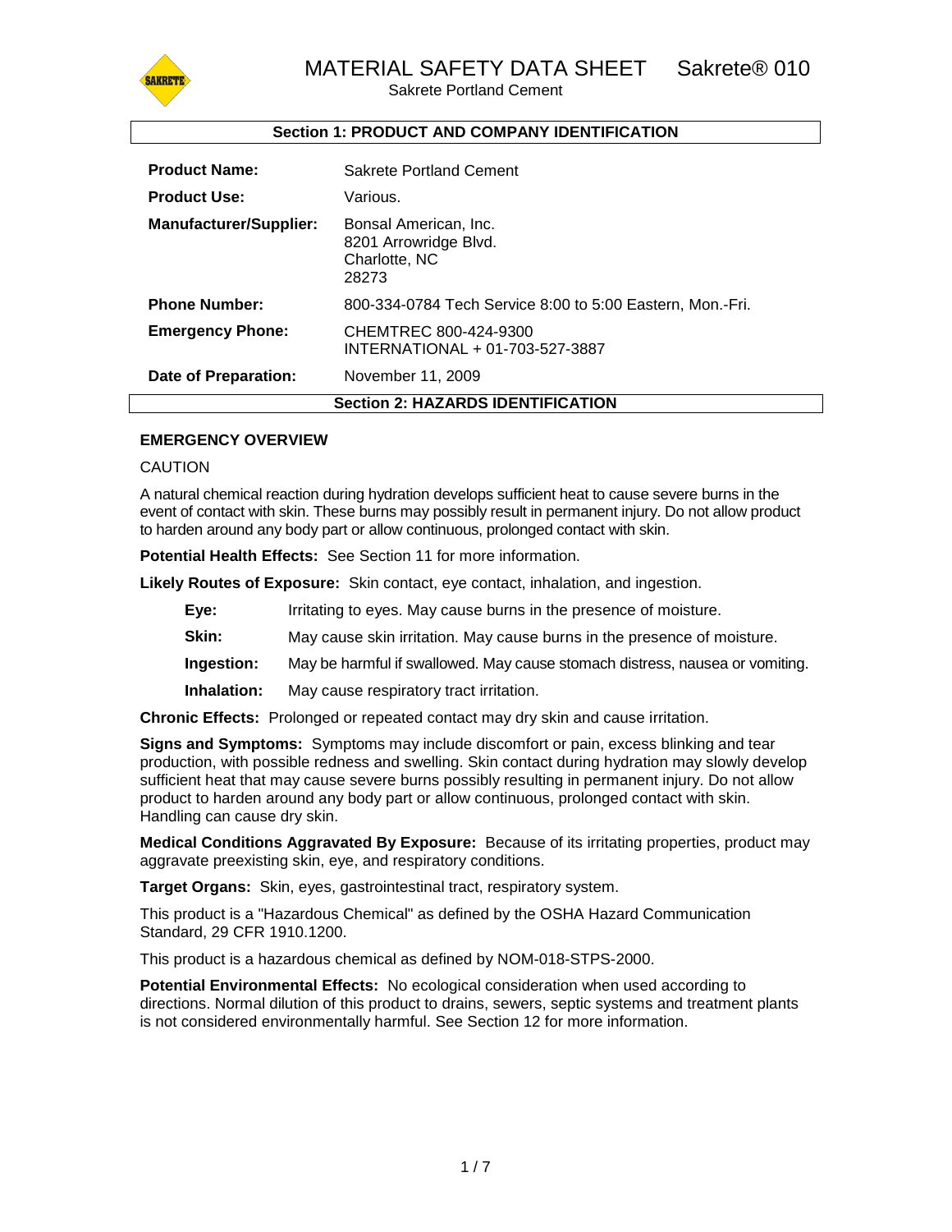# MATERIAL SAFETY DATA SHEET Sakrete® 010

Sakrete Portland Cement

## Section 1: PRODUCT AND COMPANY IDENTIFICATION

| | |
|---|---|
| **Product Name:** | Sakrete Portland Cement |
| **Product Use:** | Various. |
| **Manufacturer/Supplier:** | Bonsal American, Inc.<br>8201 Arrowridge Blvd.<br>Charlotte, NC<br>28273 |
| **Phone Number:** | 800-334-0784 Tech Service 8:00 to 5:00 Eastern, Mon.-Fri. |
| **Emergency Phone:** | CHEMTREC 800-424-9300<br>INTERNATIONAL + 01-703-527-3887 |
| **Date of Preparation:** | November 11, 2009 |

## Section 2: HAZARDS IDENTIFICATION

**EMERGENCY OVERVIEW**

CAUTION

A natural chemical reaction during hydration develops sufficient heat to cause severe burns in the event of contact with skin. These burns may possibly result in permanent injury. Do not allow product to harden around any body part or allow continuous, prolonged contact with skin.

**Potential Health Effects:** See Section 11 for more information.

**Likely Routes of Exposure:** Skin contact, eye contact, inhalation, and ingestion.

- **Eye:** Irritating to eyes. May cause burns in the presence of moisture.
- **Skin:** May cause skin irritation. May cause burns in the presence of moisture.
- **Ingestion:** May be harmful if swallowed. May cause stomach distress, nausea or vomiting.
- **Inhalation:** May cause respiratory tract irritation.

**Chronic Effects:** Prolonged or repeated contact may dry skin and cause irritation.

**Signs and Symptoms:** Symptoms may include discomfort or pain, excess blinking and tear production, with possible redness and swelling. Skin contact during hydration may slowly develop sufficient heat that may cause severe burns possibly resulting in permanent injury. Do not allow product to harden around any body part or allow continuous, prolonged contact with skin. Handling can cause dry skin.

**Medical Conditions Aggravated By Exposure:** Because of its irritating properties, product may aggravate preexisting skin, eye, and respiratory conditions.

**Target Organs:** Skin, eyes, gastrointestinal tract, respiratory system.

This product is a "Hazardous Chemical" as defined by the OSHA Hazard Communication Standard, 29 CFR 1910.1200.

This product is a hazardous chemical as defined by NOM-018-STPS-2000.

**Potential Environmental Effects:** No ecological consideration when used according to directions. Normal dilution of this product to drains, sewers, septic systems and treatment plants is not considered environmentally harmful. See Section 12 for more information.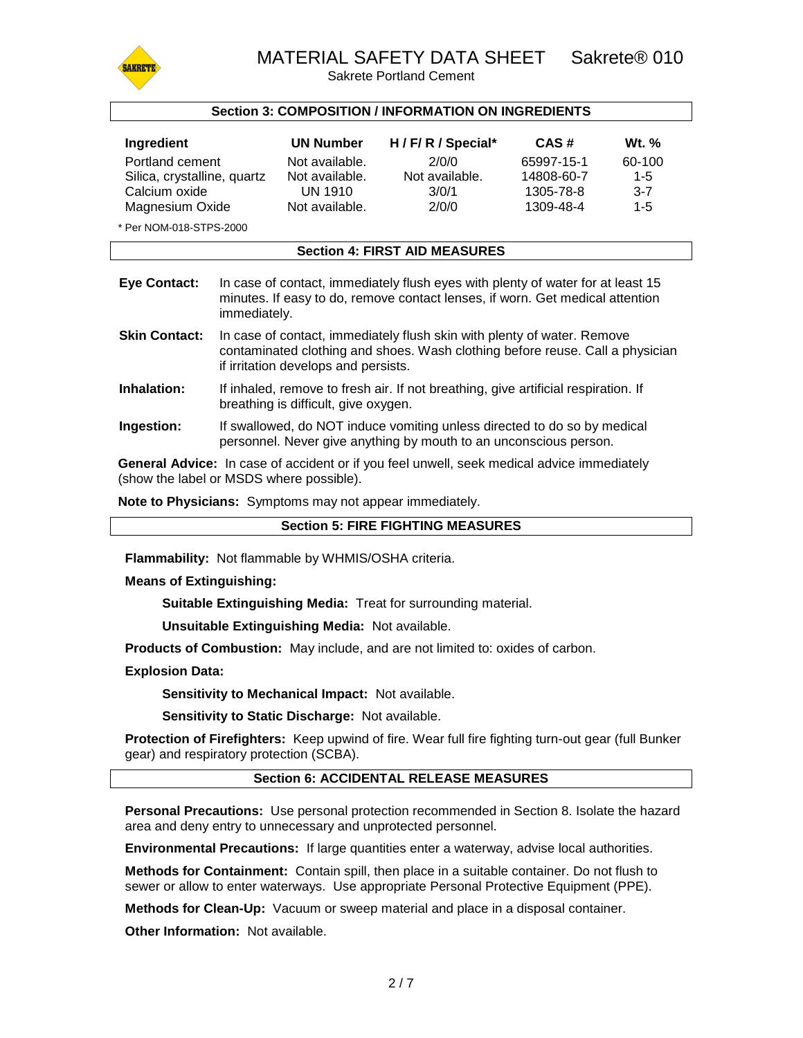## Section 3: COMPOSITION / INFORMATION ON INGREDIENTS

| Ingredient | UN Number | H / F/ R / Special* | CAS # | Wt. % |
|---|---|---|---|---|
| Portland cement | Not available. | 2/0/0 | 65997-15-1 | 60-100 |
| Silica, crystalline, quartz | Not available. | Not available. | 14808-60-7 | 1-5 |
| Calcium oxide | UN 1910 | 3/0/1 | 1305-78-8 | 3-7 |
| Magnesium Oxide | Not available. | 2/0/0 | 1309-48-4 | 1-5 |

* Per NOM-018-STPS-2000

## Section 4: FIRST AID MEASURES

**Eye Contact:** In case of contact, immediately flush eyes with plenty of water for at least 15 minutes. If easy to do, remove contact lenses, if worn. Get medical attention immediately.

**Skin Contact:** In case of contact, immediately flush skin with plenty of water. Remove contaminated clothing and shoes. Wash clothing before reuse. Call a physician if irritation develops and persists.

**Inhalation:** If inhaled, remove to fresh air. If not breathing, give artificial respiration. If breathing is difficult, give oxygen.

**Ingestion:** If swallowed, do NOT induce vomiting unless directed to do so by medical personnel. Never give anything by mouth to an unconscious person.

**General Advice:** In case of accident or if you feel unwell, seek medical advice immediately (show the label or MSDS where possible).

**Note to Physicians:** Symptoms may not appear immediately.

## Section 5: FIRE FIGHTING MEASURES

**Flammability:** Not flammable by WHMIS/OSHA criteria.

**Means of Extinguishing:**

**Suitable Extinguishing Media:** Treat for surrounding material.

**Unsuitable Extinguishing Media:** Not available.

**Products of Combustion:** May include, and are not limited to: oxides of carbon.

**Explosion Data:**

**Sensitivity to Mechanical Impact:** Not available.

**Sensitivity to Static Discharge:** Not available.

**Protection of Firefighters:** Keep upwind of fire. Wear full fire fighting turn-out gear (full Bunker gear) and respiratory protection (SCBA).

## Section 6: ACCIDENTAL RELEASE MEASURES

**Personal Precautions:** Use personal protection recommended in Section 8. Isolate the hazard area and deny entry to unnecessary and unprotected personnel.

**Environmental Precautions:** If large quantities enter a waterway, advise local authorities.

**Methods for Containment:** Contain spill, then place in a suitable container. Do not flush to sewer or allow to enter waterways. Use appropriate Personal Protective Equipment (PPE).

**Methods for Clean-Up:** Vacuum or sweep material and place in a disposal container.

**Other Information:** Not available.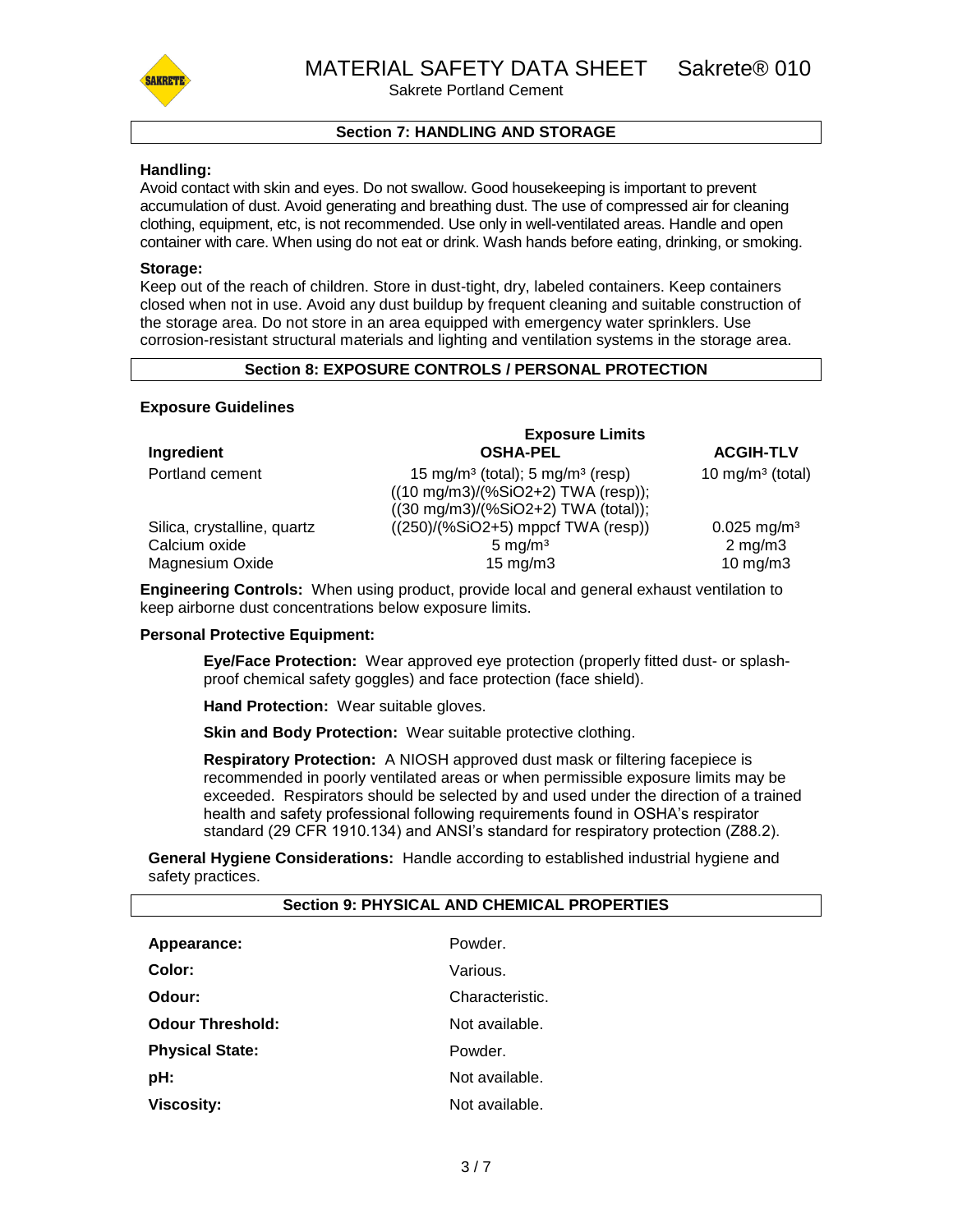## Section 7: HANDLING AND STORAGE

**Handling:**
Avoid contact with skin and eyes. Do not swallow. Good housekeeping is important to prevent accumulation of dust. Avoid generating and breathing dust. The use of compressed air for cleaning clothing, equipment, etc, is not recommended. Use only in well-ventilated areas. Handle and open container with care. When using do not eat or drink. Wash hands before eating, drinking, or smoking.

**Storage:**
Keep out of the reach of children. Store in dust-tight, dry, labeled containers. Keep containers closed when not in use. Avoid any dust buildup by frequent cleaning and suitable construction of the storage area. Do not store in an area equipped with emergency water sprinklers. Use corrosion-resistant structural materials and lighting and ventilation systems in the storage area.

## Section 8: EXPOSURE CONTROLS / PERSONAL PROTECTION

**Exposure Guidelines**

| | Exposure Limits | |
|---|---|---|
| **Ingredient** | **OSHA-PEL** | **ACGIH-TLV** |
| Portland cement | 15 $mg/m^3$ (total); 5 $mg/m^3$ (resp) | 10 $mg/m^3$ (total) |
| Silica, crystalline, quartz | ((10 mg/m3)/(%SiO2+2) TWA (resp)); ((30 mg/m3)/(%SiO2+2) TWA (total)); ((250)/(%SiO2+5) mppcf TWA (resp)) | 0.025 $mg/m^3$ |
| Calcium oxide | 5 $mg/m^3$ | 2 mg/m3 |
| Magnesium Oxide | 15 mg/m3 | 10 mg/m3 |

**Engineering Controls:** When using product, provide local and general exhaust ventilation to keep airborne dust concentrations below exposure limits.

**Personal Protective Equipment:**

**Eye/Face Protection:** Wear approved eye protection (properly fitted dust- or splash-proof chemical safety goggles) and face protection (face shield).

**Hand Protection:** Wear suitable gloves.

**Skin and Body Protection:** Wear suitable protective clothing.

**Respiratory Protection:** A NIOSH approved dust mask or filtering facepiece is recommended in poorly ventilated areas or when permissible exposure limits may be exceeded. Respirators should be selected by and used under the direction of a trained health and safety professional following requirements found in OSHA's respirator standard (29 CFR 1910.134) and ANSI's standard for respiratory protection (Z88.2).

**General Hygiene Considerations:** Handle according to established industrial hygiene and safety practices.

## Section 9: PHYSICAL AND CHEMICAL PROPERTIES

| | |
|---|---|
| **Appearance:** | Powder. |
| **Color:** | Various. |
| **Odour:** | Characteristic. |
| **Odour Threshold:** | Not available. |
| **Physical State:** | Powder. |
| **pH:** | Not available. |
| **Viscosity:** | Not available. |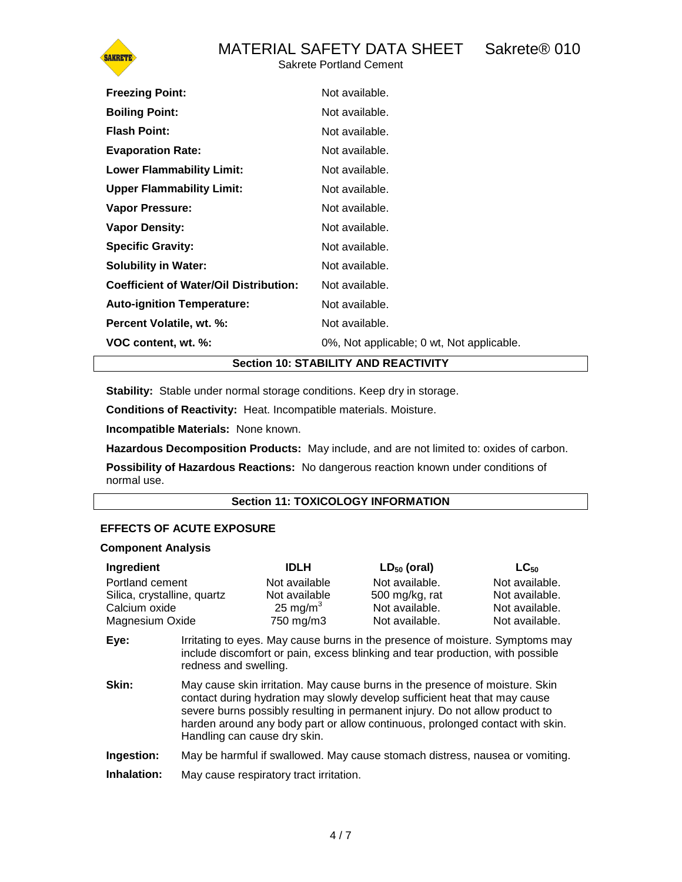| | |
|---|---|
| **Freezing Point:** | Not available. |
| **Boiling Point:** | Not available. |
| **Flash Point:** | Not available. |
| **Evaporation Rate:** | Not available. |
| **Lower Flammability Limit:** | Not available. |
| **Upper Flammability Limit:** | Not available. |
| **Vapor Pressure:** | Not available. |
| **Vapor Density:** | Not available. |
| **Specific Gravity:** | Not available. |
| **Solubility in Water:** | Not available. |
| **Coefficient of Water/Oil Distribution:** | Not available. |
| **Auto-ignition Temperature:** | Not available. |
| **Percent Volatile, wt. %:** | Not available. |
| **VOC content, wt. %:** | 0%, Not applicable; 0 wt, Not applicable. |

## Section 10: STABILITY AND REACTIVITY

**Stability:** Stable under normal storage conditions. Keep dry in storage.

**Conditions of Reactivity:** Heat. Incompatible materials. Moisture.

**Incompatible Materials:** None known.

**Hazardous Decomposition Products:** May include, and are not limited to: oxides of carbon.

**Possibility of Hazardous Reactions:** No dangerous reaction known under conditions of normal use.

## Section 11: TOXICOLOGY INFORMATION

### EFFECTS OF ACUTE EXPOSURE

**Component Analysis**

| Ingredient | IDLH | $LD_{50}$ (oral) | $LC_{50}$ |
|---|---|---|---|
| Portland cement | Not available | Not available. | Not available. |
| Silica, crystalline, quartz | Not available | 500 mg/kg, rat | Not available. |
| Calcium oxide | 25 $mg/m^3$ | Not available. | Not available. |
| Magnesium Oxide | 750 mg/m3 | Not available. | Not available. |

**Eye:** Irritating to eyes. May cause burns in the presence of moisture. Symptoms may include discomfort or pain, excess blinking and tear production, with possible redness and swelling.

**Skin:** May cause skin irritation. May cause burns in the presence of moisture. Skin contact during hydration may slowly develop sufficient heat that may cause severe burns possibly resulting in permanent injury. Do not allow product to harden around any body part or allow continuous, prolonged contact with skin. Handling can cause dry skin.

**Ingestion:** May be harmful if swallowed. May cause stomach distress, nausea or vomiting.

**Inhalation:** May cause respiratory tract irritation.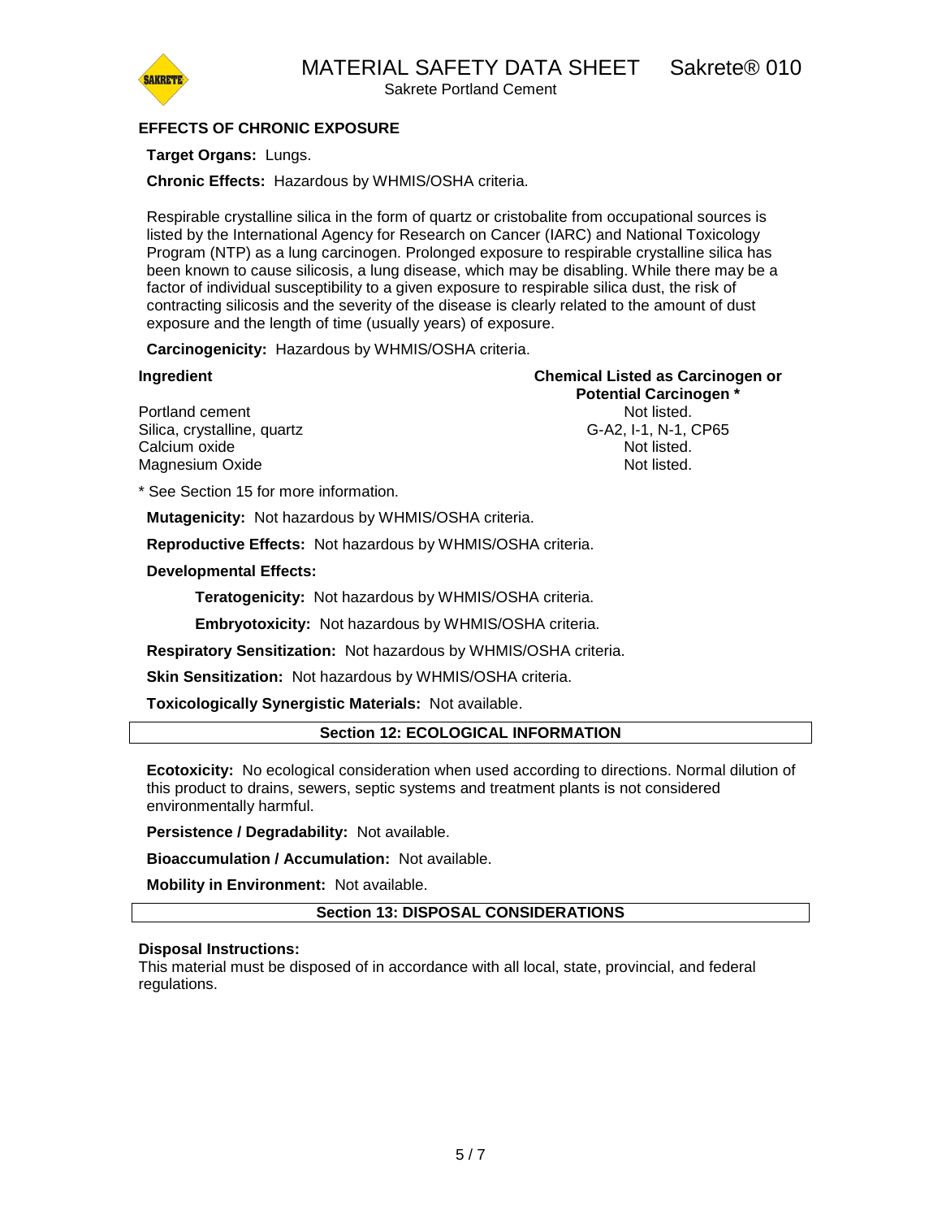**EFFECTS OF CHRONIC EXPOSURE**

**Target Organs:** Lungs.

**Chronic Effects:** Hazardous by WHMIS/OSHA criteria.

Respirable crystalline silica in the form of quartz or cristobalite from occupational sources is listed by the International Agency for Research on Cancer (IARC) and National Toxicology Program (NTP) as a lung carcinogen. Prolonged exposure to respirable crystalline silica has been known to cause silicosis, a lung disease, which may be disabling. While there may be a factor of individual susceptibility to a given exposure to respirable silica dust, the risk of contracting silicosis and the severity of the disease is clearly related to the amount of dust exposure and the length of time (usually years) of exposure.

**Carcinogenicity:** Hazardous by WHMIS/OSHA criteria.

| Ingredient | Chemical Listed as Carcinogen or Potential Carcinogen * |
|---|---|
| Portland cement | Not listed. |
| Silica, crystalline, quartz | G-A2, I-1, N-1, CP65 |
| Calcium oxide | Not listed. |
| Magnesium Oxide | Not listed. |

* See Section 15 for more information.

**Mutagenicity:** Not hazardous by WHMIS/OSHA criteria.

**Reproductive Effects:** Not hazardous by WHMIS/OSHA criteria.

**Developmental Effects:**

**Teratogenicity:** Not hazardous by WHMIS/OSHA criteria.

**Embryotoxicity:** Not hazardous by WHMIS/OSHA criteria.

**Respiratory Sensitization:** Not hazardous by WHMIS/OSHA criteria.

**Skin Sensitization:** Not hazardous by WHMIS/OSHA criteria.

**Toxicologically Synergistic Materials:** Not available.

## Section 12: ECOLOGICAL INFORMATION

**Ecotoxicity:** No ecological consideration when used according to directions. Normal dilution of this product to drains, sewers, septic systems and treatment plants is not considered environmentally harmful.

**Persistence / Degradability:** Not available.

**Bioaccumulation / Accumulation:** Not available.

**Mobility in Environment:** Not available.

## Section 13: DISPOSAL CONSIDERATIONS

**Disposal Instructions:**
This material must be disposed of in accordance with all local, state, provincial, and federal regulations.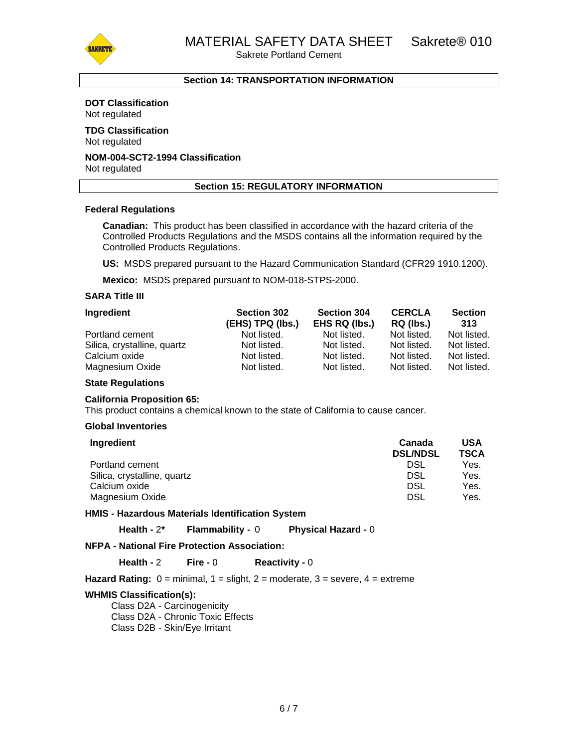## Section 14: TRANSPORTATION INFORMATION

**DOT Classification**
Not regulated

**TDG Classification**
Not regulated

**NOM-004-SCT2-1994 Classification**
Not regulated

## Section 15: REGULATORY INFORMATION

### Federal Regulations

**Canadian:** This product has been classified in accordance with the hazard criteria of the Controlled Products Regulations and the MSDS contains all the information required by the Controlled Products Regulations.

**US:** MSDS prepared pursuant to the Hazard Communication Standard (CFR29 1910.1200).

**Mexico:** MSDS prepared pursuant to NOM-018-STPS-2000.

### SARA Title III

| Ingredient | Section 302 (EHS) TPQ (lbs.) | Section 304 EHS RQ (lbs.) | CERCLA RQ (lbs.) | Section 313 |
|---|---|---|---|---|
| Portland cement | Not listed. | Not listed. | Not listed. | Not listed. |
| Silica, crystalline, quartz | Not listed. | Not listed. | Not listed. | Not listed. |
| Calcium oxide | Not listed. | Not listed. | Not listed. | Not listed. |
| Magnesium Oxide | Not listed. | Not listed. | Not listed. | Not listed. |

### State Regulations

**California Proposition 65:**
This product contains a chemical known to the state of California to cause cancer.

### Global Inventories

| Ingredient | Canada DSL/NDSL | USA TSCA |
|---|---|---|
| Portland cement | DSL | Yes. |
| Silica, crystalline, quartz | DSL | Yes. |
| Calcium oxide | DSL | Yes. |
| Magnesium Oxide | DSL | Yes. |

### HMIS - Hazardous Materials Identification System

**Health -** 2**\*** **Flammability -** 0 **Physical Hazard -** 0

### NFPA - National Fire Protection Association:

**Health -** 2 **Fire -** 0 **Reactivity -** 0

**Hazard Rating:** 0 = minimal, 1 = slight, 2 = moderate, 3 = severe, 4 = extreme

### WHMIS Classification(s):

Class D2A - Carcinogenicity
Class D2A - Chronic Toxic Effects
Class D2B - Skin/Eye Irritant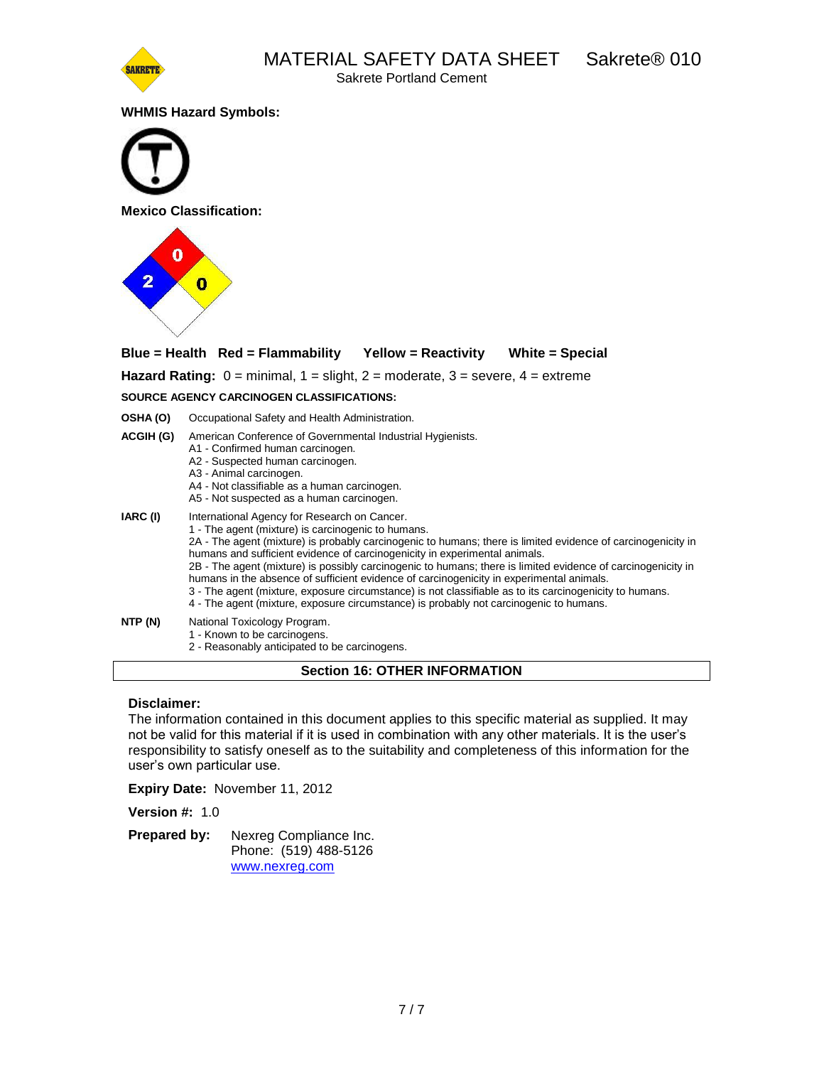**WHMIS Hazard Symbols:**

**Mexico Classification:**

0
2
0

**Blue = Health   Red = Flammability   Yellow = Reactivity   White = Special**

**Hazard Rating:** 0 = minimal, 1 = slight, 2 = moderate, 3 = severe, 4 = extreme

**SOURCE AGENCY CARCINOGEN CLASSIFICATIONS:**

**OSHA (O)** Occupational Safety and Health Administration.

**ACGIH (G)** American Conference of Governmental Industrial Hygienists.
A1 - Confirmed human carcinogen.
A2 - Suspected human carcinogen.
A3 - Animal carcinogen.
A4 - Not classifiable as a human carcinogen.
A5 - Not suspected as a human carcinogen.

**IARC (I)** International Agency for Research on Cancer.
1 - The agent (mixture) is carcinogenic to humans.
2A - The agent (mixture) is probably carcinogenic to humans; there is limited evidence of carcinogenicity in humans and sufficient evidence of carcinogenicity in experimental animals.
2B - The agent (mixture) is possibly carcinogenic to humans; there is limited evidence of carcinogenicity in humans in the absence of sufficient evidence of carcinogenicity in experimental animals.
3 - The agent (mixture, exposure circumstance) is not classifiable as to its carcinogenicity to humans.
4 - The agent (mixture, exposure circumstance) is probably not carcinogenic to humans.

**NTP (N)** National Toxicology Program.
1 - Known to be carcinogens.
2 - Reasonably anticipated to be carcinogens.

## Section 16: OTHER INFORMATION

**Disclaimer:**
The information contained in this document applies to this specific material as supplied. It may not be valid for this material if it is used in combination with any other materials. It is the user's responsibility to satisfy oneself as to the suitability and completeness of this information for the user's own particular use.

**Expiry Date:** November 11, 2012

**Version #:** 1.0

**Prepared by:** Nexreg Compliance Inc.
Phone: (519) 488-5126
www.nexreg.com